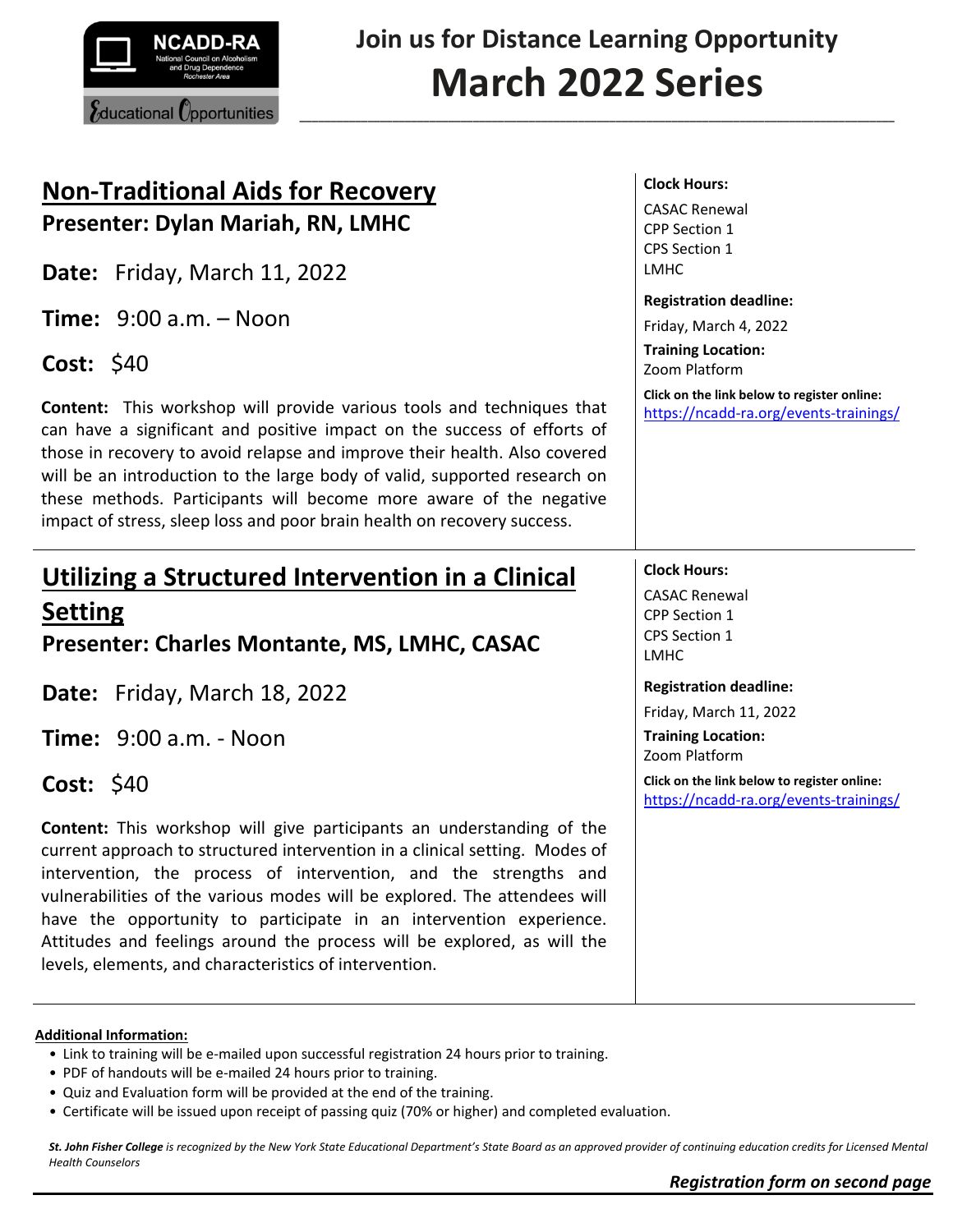NCADD-RA
National Council on Alcoholism and Drug Dependence
Rochester Area

Educational Opportunities

# Join us for Distance Learning Opportunity
# March 2022 Series

## Non-Traditional Aids for Recovery

**Presenter: Dylan Mariah, RN, LMHC**

**Date:** Friday, March 11, 2022

**Time:** 9:00 a.m. – Noon

**Cost:** $40

**Content:** This workshop will provide various tools and techniques that can have a significant and positive impact on the success of efforts of those in recovery to avoid relapse and improve their health. Also covered will be an introduction to the large body of valid, supported research on these methods. Participants will become more aware of the negative impact of stress, sleep loss and poor brain health on recovery success.

**Clock Hours:**

CASAC Renewal
CPP Section 1
CPS Section 1
LMHC

**Registration deadline:**

Friday, March 4, 2022

**Training Location:**
Zoom Platform

**Click on the link below to register online:**
https://ncadd-ra.org/events-trainings/

## Utilizing a Structured Intervention in a Clinical Setting

**Presenter: Charles Montante, MS, LMHC, CASAC**

**Date:** Friday, March 18, 2022

**Time:** 9:00 a.m. - Noon

**Cost:** $40

**Content:** This workshop will give participants an understanding of the current approach to structured intervention in a clinical setting. Modes of intervention, the process of intervention, and the strengths and vulnerabilities of the various modes will be explored. The attendees will have the opportunity to participate in an intervention experience. Attitudes and feelings around the process will be explored, as will the levels, elements, and characteristics of intervention.

**Clock Hours:**

CASAC Renewal
CPP Section 1
CPS Section 1
LMHC

**Registration deadline:**

Friday, March 11, 2022

**Training Location:**
Zoom Platform

**Click on the link below to register online:**
https://ncadd-ra.org/events-trainings/

**Additional Information:**

- Link to training will be e-mailed upon successful registration 24 hours prior to training.
- PDF of handouts will be e-mailed 24 hours prior to training.
- Quiz and Evaluation form will be provided at the end of the training.
- Certificate will be issued upon receipt of passing quiz (70% or higher) and completed evaluation.

*__St. John Fisher College__ is recognized by the New York State Educational Department's State Board as an approved provider of continuing education credits for Licensed Mental Health Counselors*

***Registration form on second page***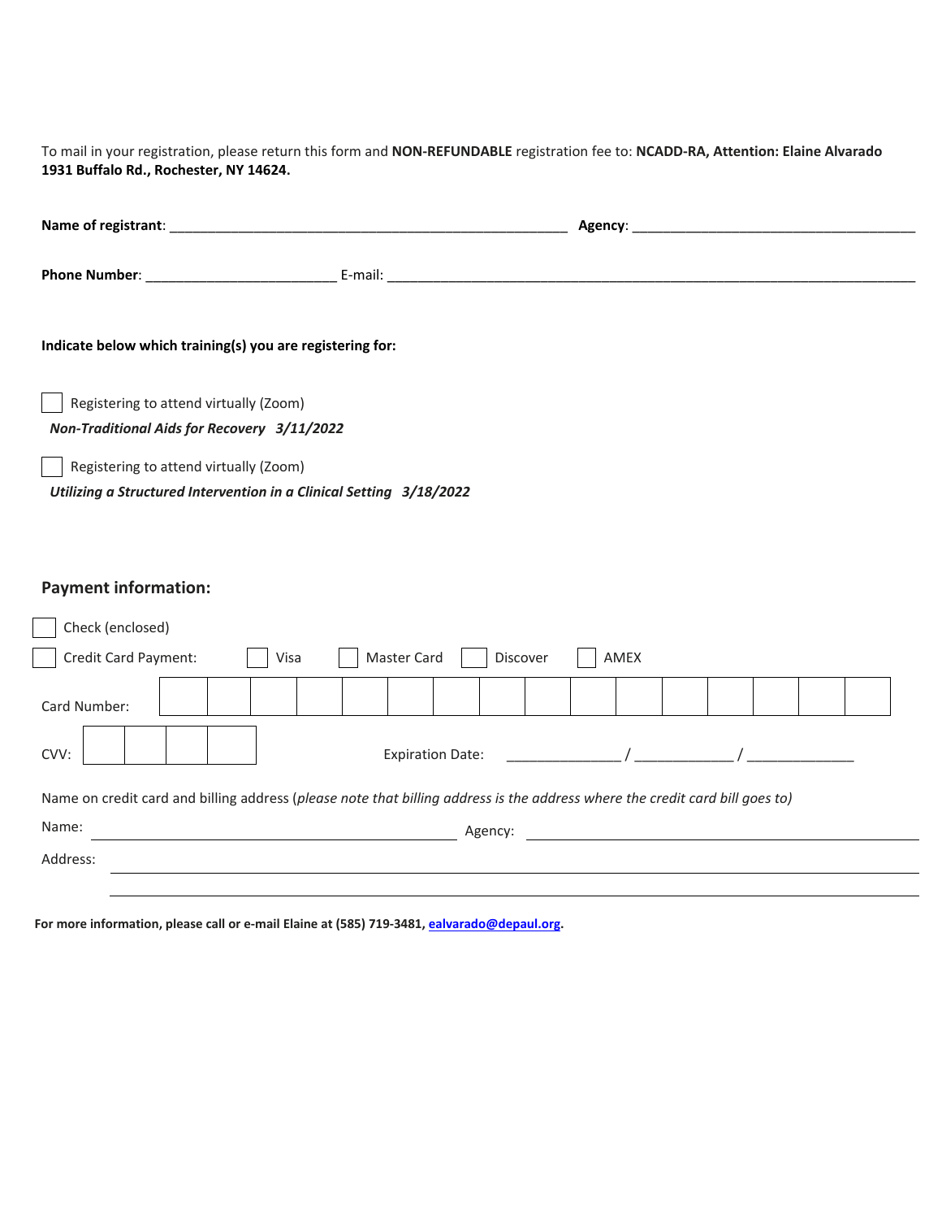To mail in your registration, please return this form and **NON-REFUNDABLE** registration fee to: **NCADD-RA, Attention: Elaine Alvarado 1931 Buffalo Rd., Rochester, NY 14624.**

**Name of registrant**: ____________________________________________________ **Agency**: ______________________________________

**Phone Number**: ________________________ E-mail: ______________________________________________________________________

**Indicate below which training(s) you are registering for:**

☐ Registering to attend virtually (Zoom)

***Non-Traditional Aids for Recovery 3/11/2022***

☐ Registering to attend virtually (Zoom)

***Utilizing a Structured Intervention in a Clinical Setting 3/18/2022***

## Payment information:

☐ Check (enclosed)

☐ Credit Card Payment: ☐ Visa ☐ Master Card ☐ Discover ☐ AMEX

Card Number: | | | | | | | | | | | | | | | | |

CVV: | | | | | Expiration Date: ______________ / ____________ / ______________

Name on credit card and billing address (*please note that billing address is the address where the credit card bill goes to)*

Name: ____________________________________________ Agency: ______________________________________________

Address: ________________________________________________________________________________________________

________________________________________________________________________________________________

**For more information, please call or e-mail Elaine at (585) 719-3481, [ealvarado@depaul.org](mailto:ealvarado@depaul.org).**